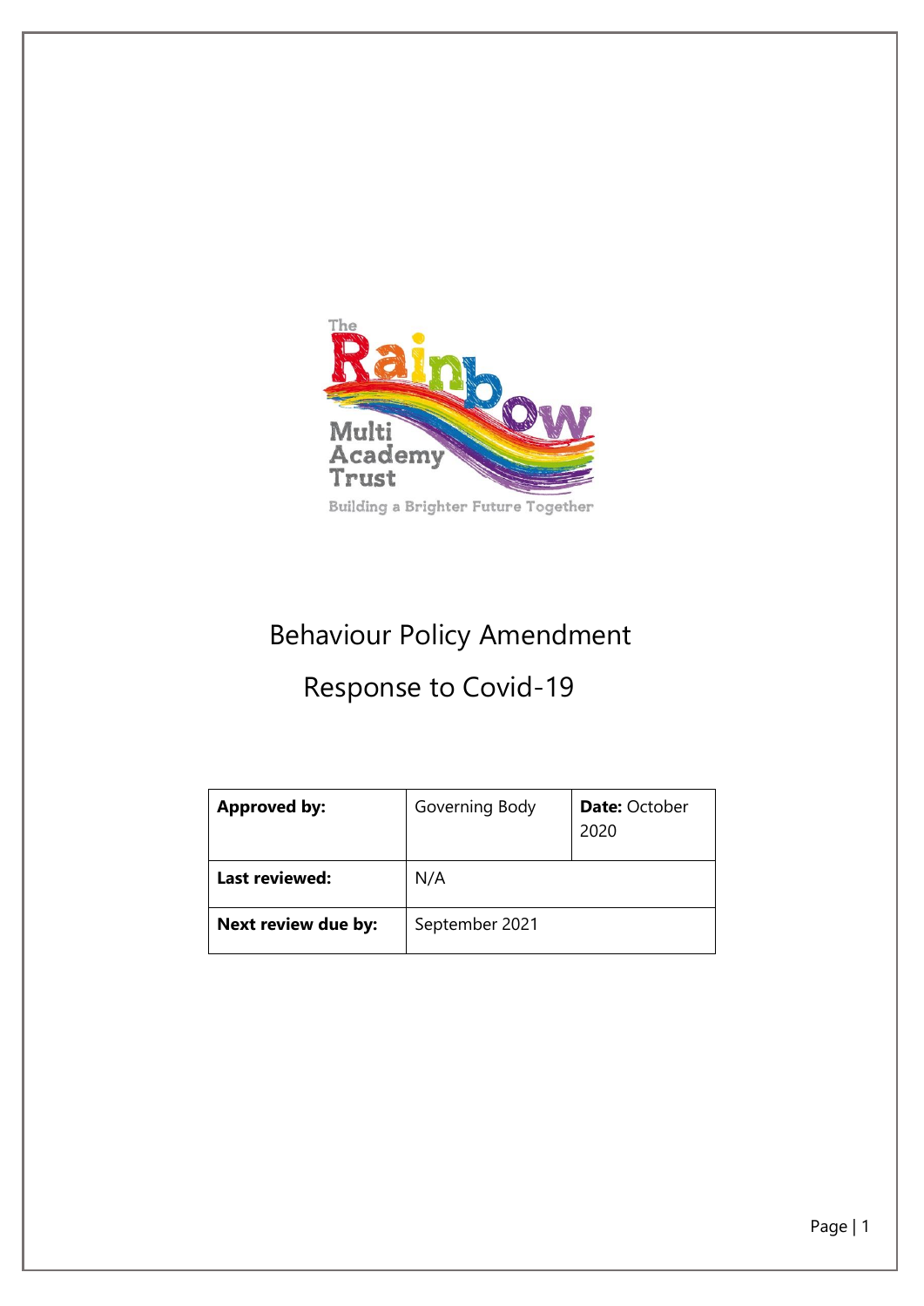The Rainbow Multi Academy Trust

Building a Brighter Future Together

# Behaviour Policy Amendment

# Response to Covid-19

| **Approved by:** | Governing Body | **Date:** October 2020 |
|---|---|---|
| **Last reviewed:** | N/A | |
| **Next review due by:** | September 2021 | |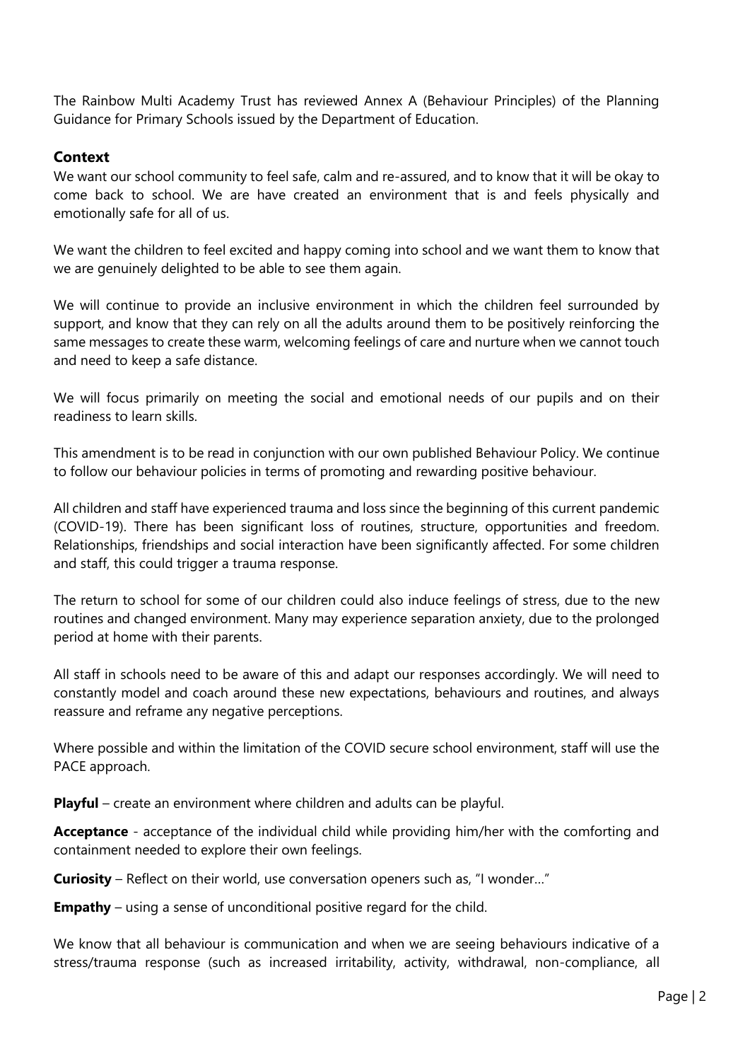The Rainbow Multi Academy Trust has reviewed Annex A (Behaviour Principles) of the Planning Guidance for Primary Schools issued by the Department of Education.

## Context

We want our school community to feel safe, calm and re-assured, and to know that it will be okay to come back to school. We are have created an environment that is and feels physically and emotionally safe for all of us.

We want the children to feel excited and happy coming into school and we want them to know that we are genuinely delighted to be able to see them again.

We will continue to provide an inclusive environment in which the children feel surrounded by support, and know that they can rely on all the adults around them to be positively reinforcing the same messages to create these warm, welcoming feelings of care and nurture when we cannot touch and need to keep a safe distance.

We will focus primarily on meeting the social and emotional needs of our pupils and on their readiness to learn skills.

This amendment is to be read in conjunction with our own published Behaviour Policy. We continue to follow our behaviour policies in terms of promoting and rewarding positive behaviour.

All children and staff have experienced trauma and loss since the beginning of this current pandemic (COVID-19). There has been significant loss of routines, structure, opportunities and freedom. Relationships, friendships and social interaction have been significantly affected. For some children and staff, this could trigger a trauma response.

The return to school for some of our children could also induce feelings of stress, due to the new routines and changed environment. Many may experience separation anxiety, due to the prolonged period at home with their parents.

All staff in schools need to be aware of this and adapt our responses accordingly. We will need to constantly model and coach around these new expectations, behaviours and routines, and always reassure and reframe any negative perceptions.

Where possible and within the limitation of the COVID secure school environment, staff will use the PACE approach.

**Playful** – create an environment where children and adults can be playful.

**Acceptance** - acceptance of the individual child while providing him/her with the comforting and containment needed to explore their own feelings.

**Curiosity** – Reflect on their world, use conversation openers such as, "I wonder…"

**Empathy** – using a sense of unconditional positive regard for the child.

We know that all behaviour is communication and when we are seeing behaviours indicative of a stress/trauma response (such as increased irritability, activity, withdrawal, non-compliance, all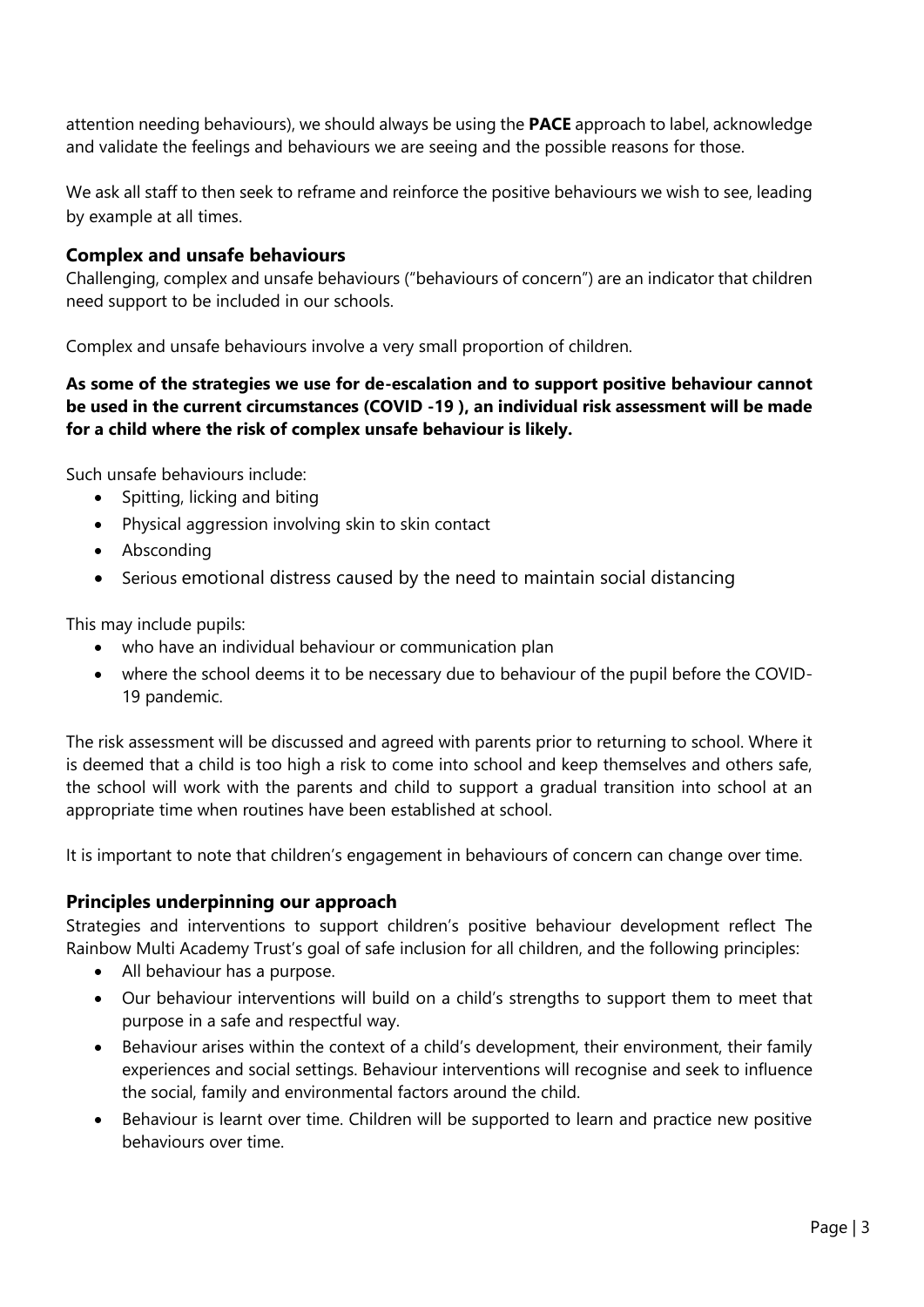attention needing behaviours), we should always be using the **PACE** approach to label, acknowledge and validate the feelings and behaviours we are seeing and the possible reasons for those.

We ask all staff to then seek to reframe and reinforce the positive behaviours we wish to see, leading by example at all times.

### Complex and unsafe behaviours

Challenging, complex and unsafe behaviours ("behaviours of concern") are an indicator that children need support to be included in our schools.

Complex and unsafe behaviours involve a very small proportion of children.

**As some of the strategies we use for de-escalation and to support positive behaviour cannot be used in the current circumstances (COVID -19 ), an individual risk assessment will be made for a child where the risk of complex unsafe behaviour is likely.**

Such unsafe behaviours include:

- Spitting, licking and biting
- Physical aggression involving skin to skin contact
- Absconding
- Serious emotional distress caused by the need to maintain social distancing

This may include pupils:

- who have an individual behaviour or communication plan
- where the school deems it to be necessary due to behaviour of the pupil before the COVID-19 pandemic.

The risk assessment will be discussed and agreed with parents prior to returning to school. Where it is deemed that a child is too high a risk to come into school and keep themselves and others safe, the school will work with the parents and child to support a gradual transition into school at an appropriate time when routines have been established at school.

It is important to note that children's engagement in behaviours of concern can change over time.

### Principles underpinning our approach

Strategies and interventions to support children's positive behaviour development reflect The Rainbow Multi Academy Trust's goal of safe inclusion for all children, and the following principles:

- All behaviour has a purpose.
- Our behaviour interventions will build on a child's strengths to support them to meet that purpose in a safe and respectful way.
- Behaviour arises within the context of a child's development, their environment, their family experiences and social settings. Behaviour interventions will recognise and seek to influence the social, family and environmental factors around the child.
- Behaviour is learnt over time. Children will be supported to learn and practice new positive behaviours over time.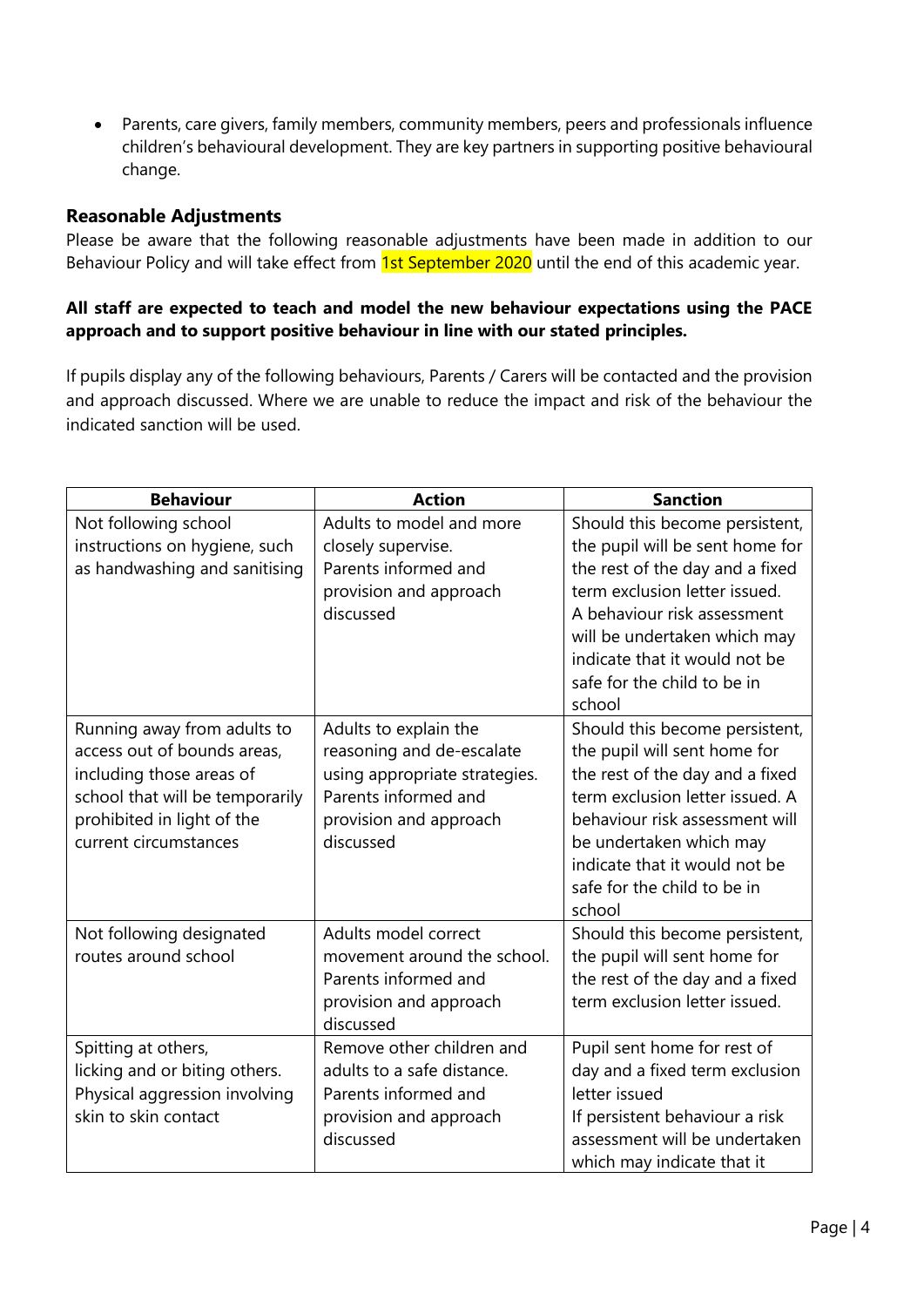- Parents, care givers, family members, community members, peers and professionals influence children's behavioural development. They are key partners in supporting positive behavioural change.

### Reasonable Adjustments

Please be aware that the following reasonable adjustments have been made in addition to our Behaviour Policy and will take effect from 1st September 2020 until the end of this academic year.

**All staff are expected to teach and model the new behaviour expectations using the PACE approach and to support positive behaviour in line with our stated principles.**

If pupils display any of the following behaviours, Parents / Carers will be contacted and the provision and approach discussed. Where we are unable to reduce the impact and risk of the behaviour the indicated sanction will be used.

| Behaviour | Action | Sanction |
| --- | --- | --- |
| Not following school instructions on hygiene, such as handwashing and sanitising | Adults to model and more closely supervise. Parents informed and provision and approach discussed | Should this become persistent, the pupil will be sent home for the rest of the day and a fixed term exclusion letter issued. A behaviour risk assessment will be undertaken which may indicate that it would not be safe for the child to be in school |
| Running away from adults to access out of bounds areas, including those areas of school that will be temporarily prohibited in light of the current circumstances | Adults to explain the reasoning and de-escalate using appropriate strategies. Parents informed and provision and approach discussed | Should this become persistent, the pupil will sent home for the rest of the day and a fixed term exclusion letter issued. A behaviour risk assessment will be undertaken which may indicate that it would not be safe for the child to be in school |
| Not following designated routes around school | Adults model correct movement around the school. Parents informed and provision and approach discussed | Should this become persistent, the pupil will sent home for the rest of the day and a fixed term exclusion letter issued. |
| Spitting at others, licking and or biting others. Physical aggression involving skin to skin contact | Remove other children and adults to a safe distance. Parents informed and provision and approach discussed | Pupil sent home for rest of day and a fixed term exclusion letter issued If persistent behaviour a risk assessment will be undertaken which may indicate that it |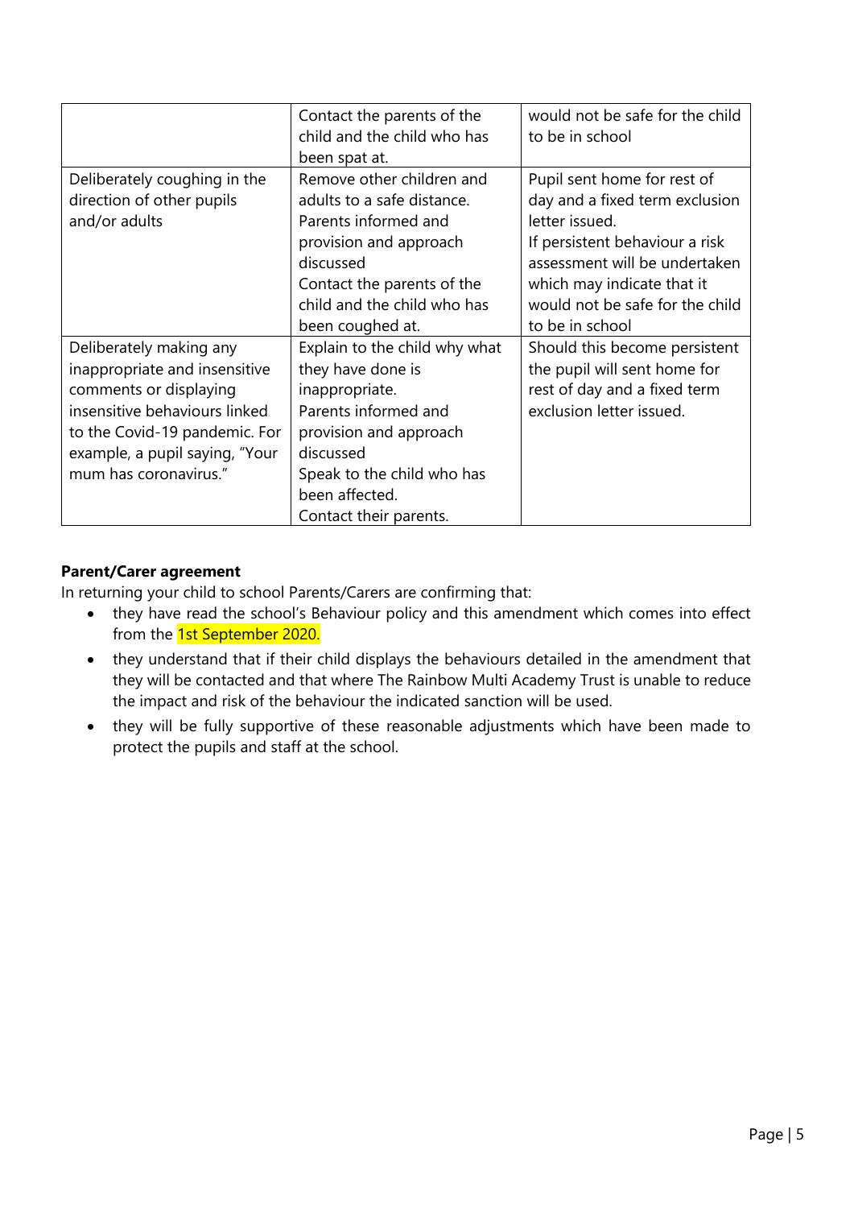| | | |
|---|---|---|
| | Contact the parents of the child and the child who has been spat at. | would not be safe for the child to be in school |
| Deliberately coughing in the direction of other pupils and/or adults | Remove other children and adults to a safe distance.<br>Parents informed and provision and approach discussed<br>Contact the parents of the child and the child who has been coughed at. | Pupil sent home for rest of day and a fixed term exclusion letter issued.<br>If persistent behaviour a risk assessment will be undertaken which may indicate that it would not be safe for the child to be in school |
| Deliberately making any inappropriate and insensitive comments or displaying insensitive behaviours linked to the Covid-19 pandemic. For example, a pupil saying, "Your mum has coronavirus." | Explain to the child why what they have done is inappropriate.<br>Parents informed and provision and approach discussed<br>Speak to the child who has been affected.<br>Contact their parents. | Should this become persistent the pupil will sent home for rest of day and a fixed term exclusion letter issued. |

**Parent/Carer agreement**

In returning your child to school Parents/Carers are confirming that:

- they have read the school's Behaviour policy and this amendment which comes into effect from the 1st September 2020.
- they understand that if their child displays the behaviours detailed in the amendment that they will be contacted and that where The Rainbow Multi Academy Trust is unable to reduce the impact and risk of the behaviour the indicated sanction will be used.
- they will be fully supportive of these reasonable adjustments which have been made to protect the pupils and staff at the school.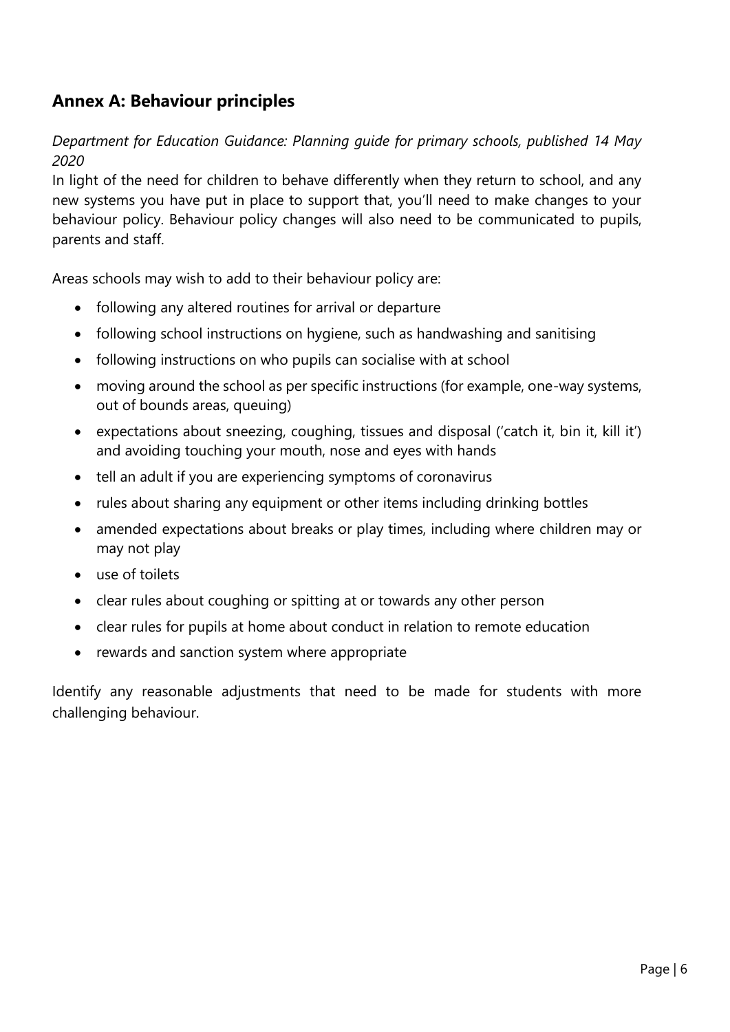## Annex A: Behaviour principles

*Department for Education Guidance: Planning guide for primary schools, published 14 May 2020*

In light of the need for children to behave differently when they return to school, and any new systems you have put in place to support that, you'll need to make changes to your behaviour policy. Behaviour policy changes will also need to be communicated to pupils, parents and staff.

Areas schools may wish to add to their behaviour policy are:

- following any altered routines for arrival or departure
- following school instructions on hygiene, such as handwashing and sanitising
- following instructions on who pupils can socialise with at school
- moving around the school as per specific instructions (for example, one-way systems, out of bounds areas, queuing)
- expectations about sneezing, coughing, tissues and disposal ('catch it, bin it, kill it') and avoiding touching your mouth, nose and eyes with hands
- tell an adult if you are experiencing symptoms of coronavirus
- rules about sharing any equipment or other items including drinking bottles
- amended expectations about breaks or play times, including where children may or may not play
- use of toilets
- clear rules about coughing or spitting at or towards any other person
- clear rules for pupils at home about conduct in relation to remote education
- rewards and sanction system where appropriate

Identify any reasonable adjustments that need to be made for students with more challenging behaviour.